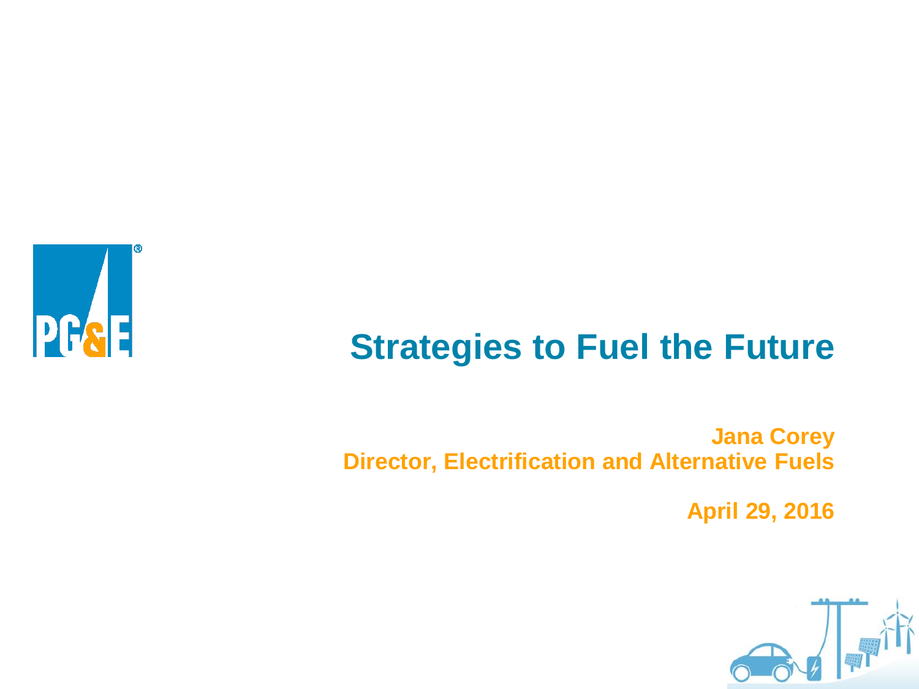# Strategies to Fuel the Future

**Jana Corey**
**Director, Electrification and Alternative Fuels**

**April 29, 2016**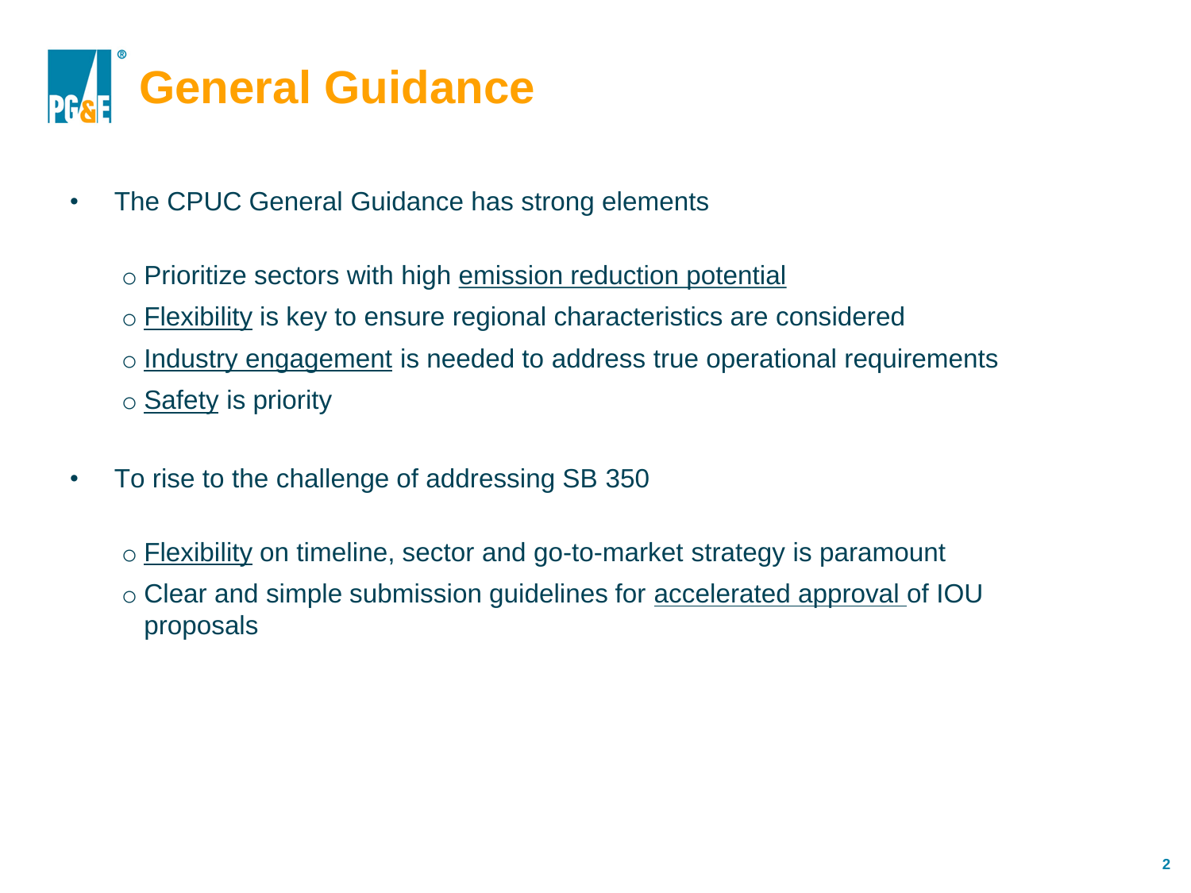# General Guidance

- The CPUC General Guidance has strong elements
  - Prioritize sectors with high emission reduction potential
  - Flexibility is key to ensure regional characteristics are considered
  - Industry engagement is needed to address true operational requirements
  - Safety is priority
- To rise to the challenge of addressing SB 350
  - Flexibility on timeline, sector and go-to-market strategy is paramount
  - Clear and simple submission guidelines for accelerated approval of IOU proposals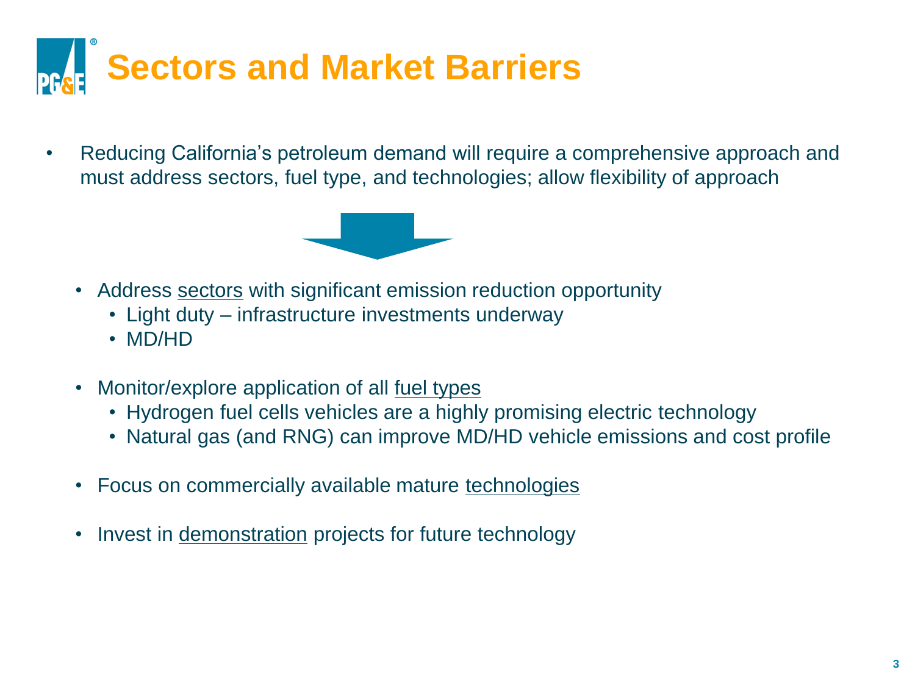# Sectors and Market Barriers

- Reducing California's petroleum demand will require a comprehensive approach and must address sectors, fuel type, and technologies; allow flexibility of approach

  - Address sectors with significant emission reduction opportunity
    - Light duty – infrastructure investments underway
    - MD/HD
  - Monitor/explore application of all fuel types
    - Hydrogen fuel cells vehicles are a highly promising electric technology
    - Natural gas (and RNG) can improve MD/HD vehicle emissions and cost profile
  - Focus on commercially available mature technologies
  - Invest in demonstration projects for future technology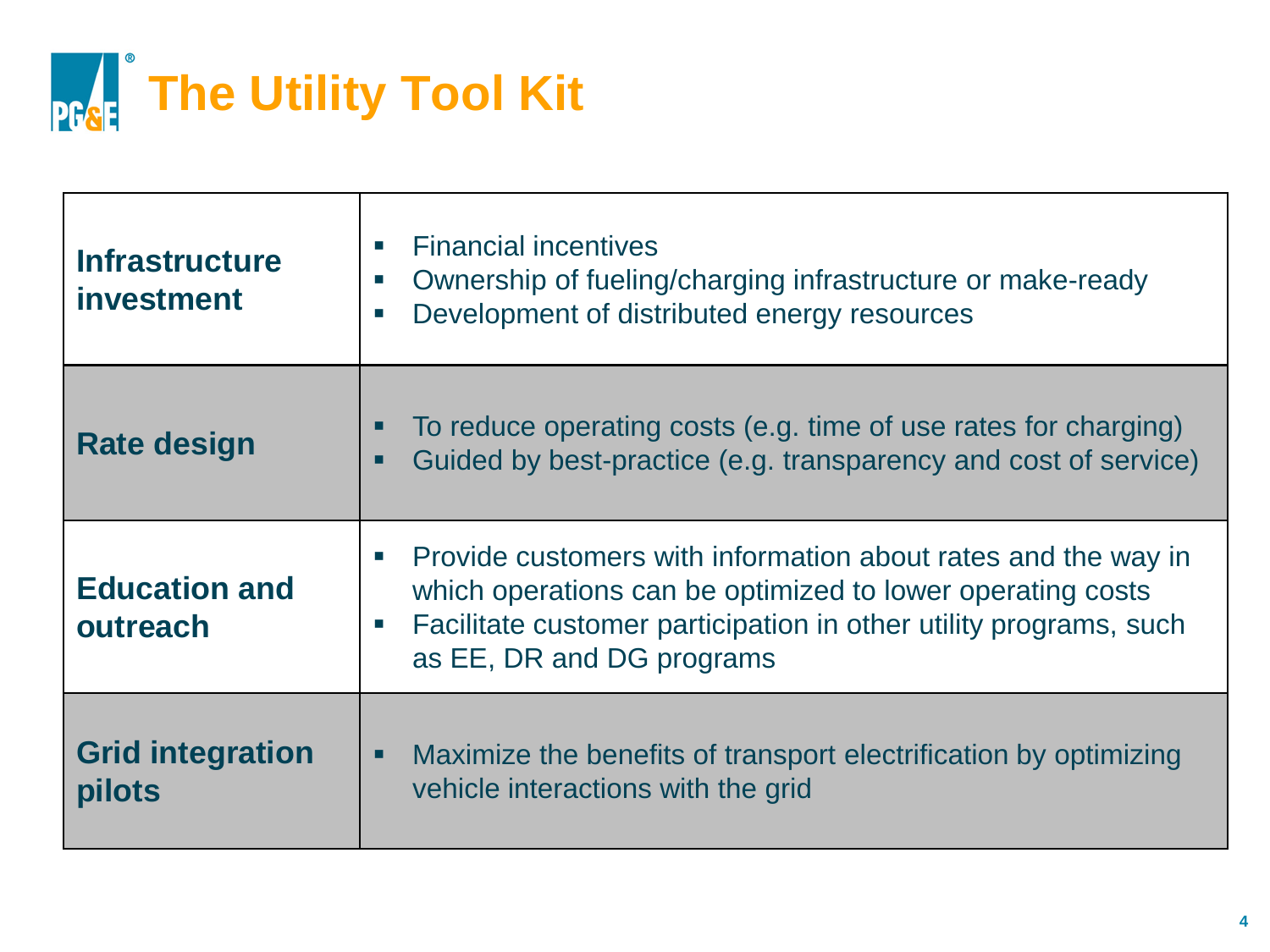# The Utility Tool Kit

| | |
|---|---|
| **Infrastructure investment** | ▪ Financial incentives<br>▪ Ownership of fueling/charging infrastructure or make-ready<br>▪ Development of distributed energy resources |
| **Rate design** | ▪ To reduce operating costs (e.g. time of use rates for charging)<br>▪ Guided by best-practice (e.g. transparency and cost of service) |
| **Education and outreach** | ▪ Provide customers with information about rates and the way in which operations can be optimized to lower operating costs<br>▪ Facilitate customer participation in other utility programs, such as EE, DR and DG programs |
| **Grid integration pilots** | ▪ Maximize the benefits of transport electrification by optimizing vehicle interactions with the grid |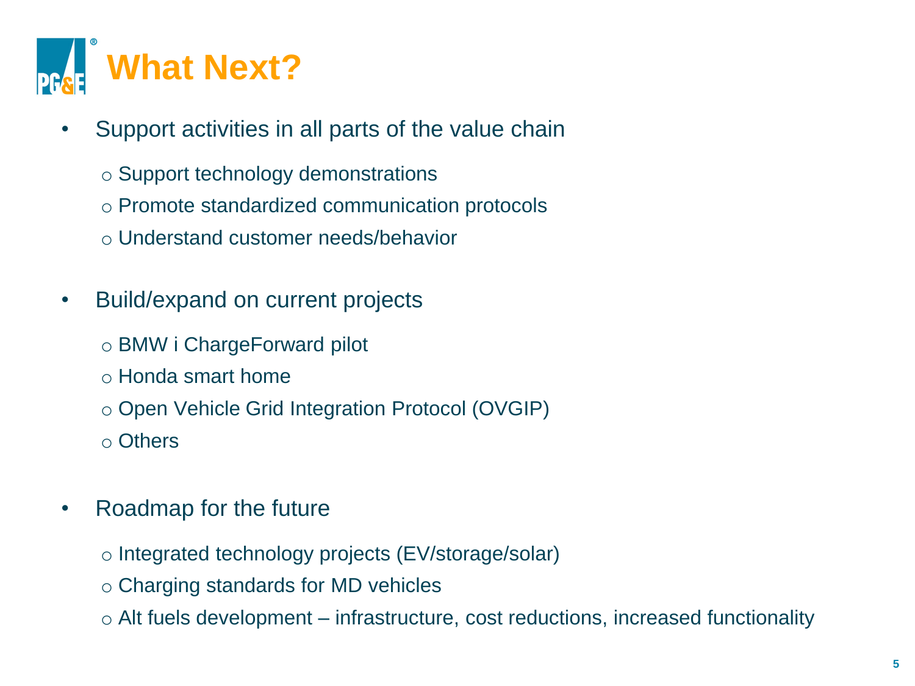# What Next?

- Support activities in all parts of the value chain
  - Support technology demonstrations
  - Promote standardized communication protocols
  - Understand customer needs/behavior
- Build/expand on current projects
  - BMW i ChargeForward pilot
  - Honda smart home
  - Open Vehicle Grid Integration Protocol (OVGIP)
  - Others
- Roadmap for the future
  - Integrated technology projects (EV/storage/solar)
  - Charging standards for MD vehicles
  - Alt fuels development – infrastructure, cost reductions, increased functionality